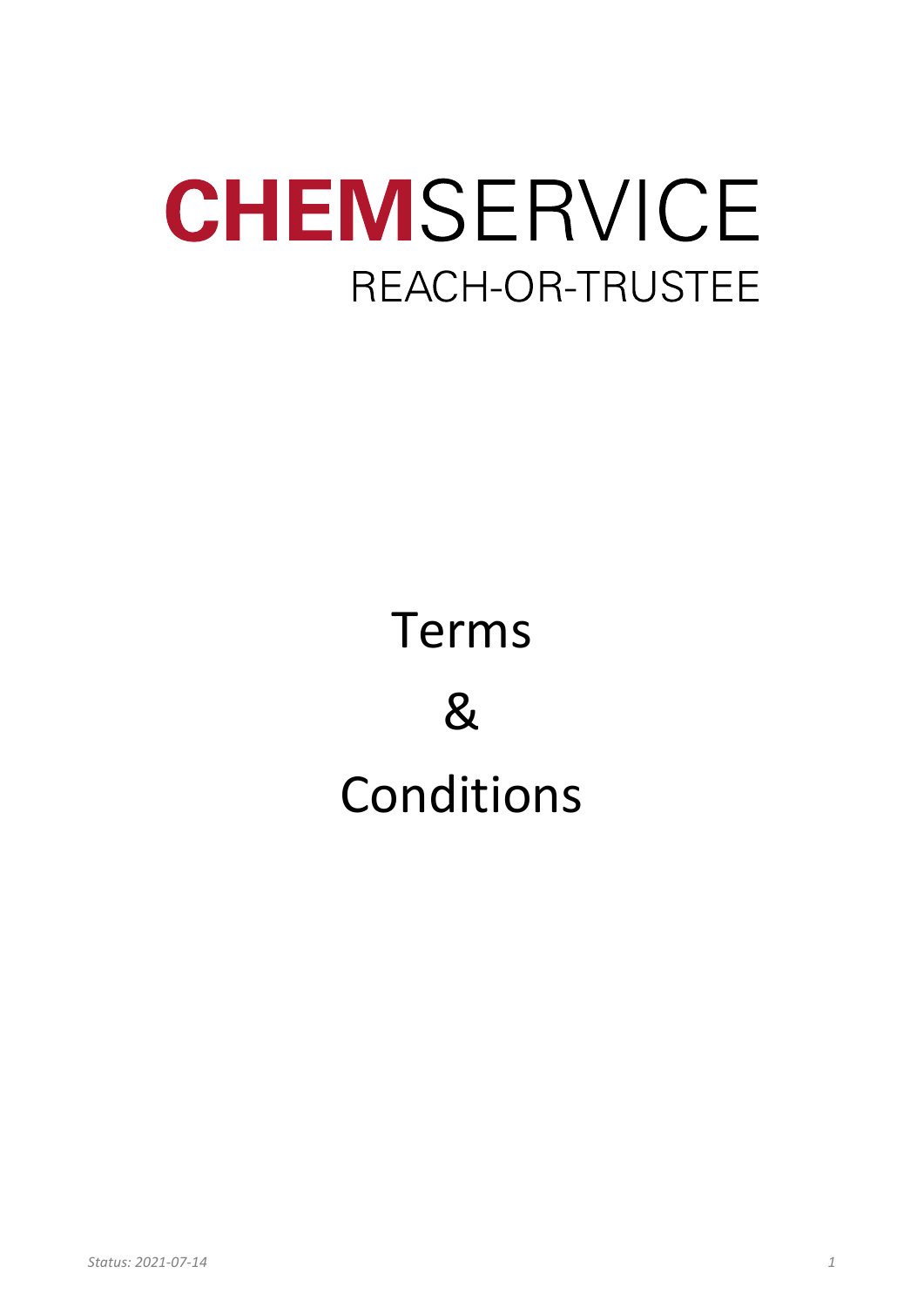# CHEMSERVICE

REACH-OR-TRUSTEE

# Terms

# &

# Conditions

*Status: 2021-07-14*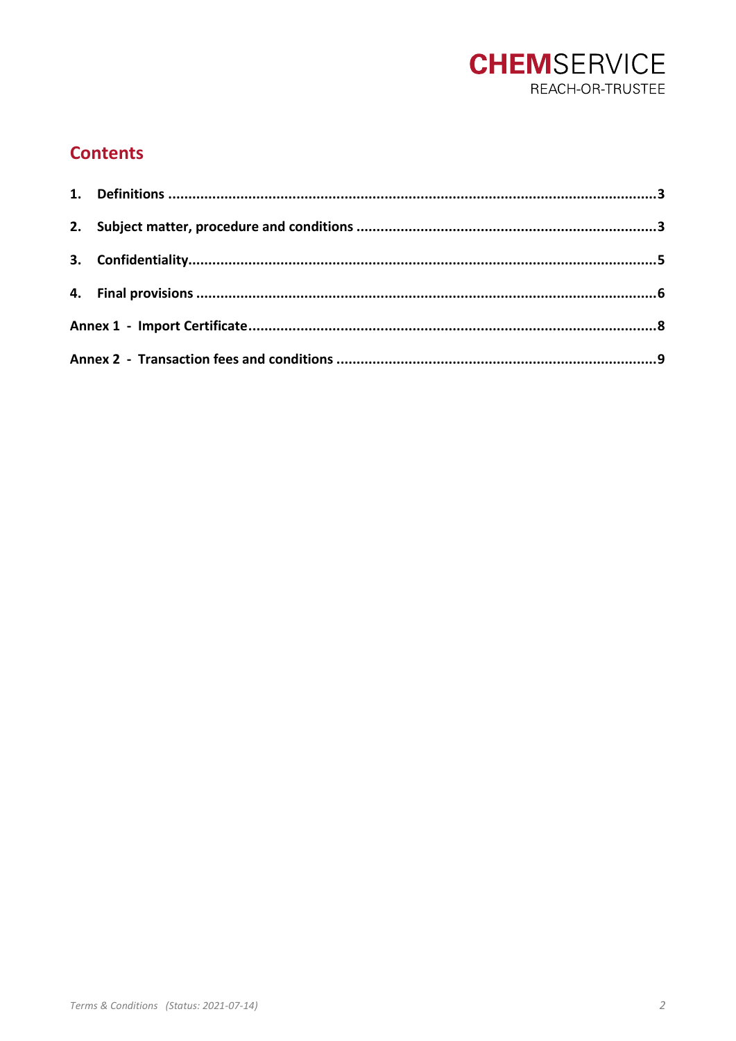## Contents

1. **Definitions** ..... 3
2. **Subject matter, procedure and conditions** ..... 3
3. **Confidentiality** ..... 5
4. **Final provisions** ..... 6

**Annex 1 - Import Certificate** ..... 8

**Annex 2 - Transaction fees and conditions** ..... 9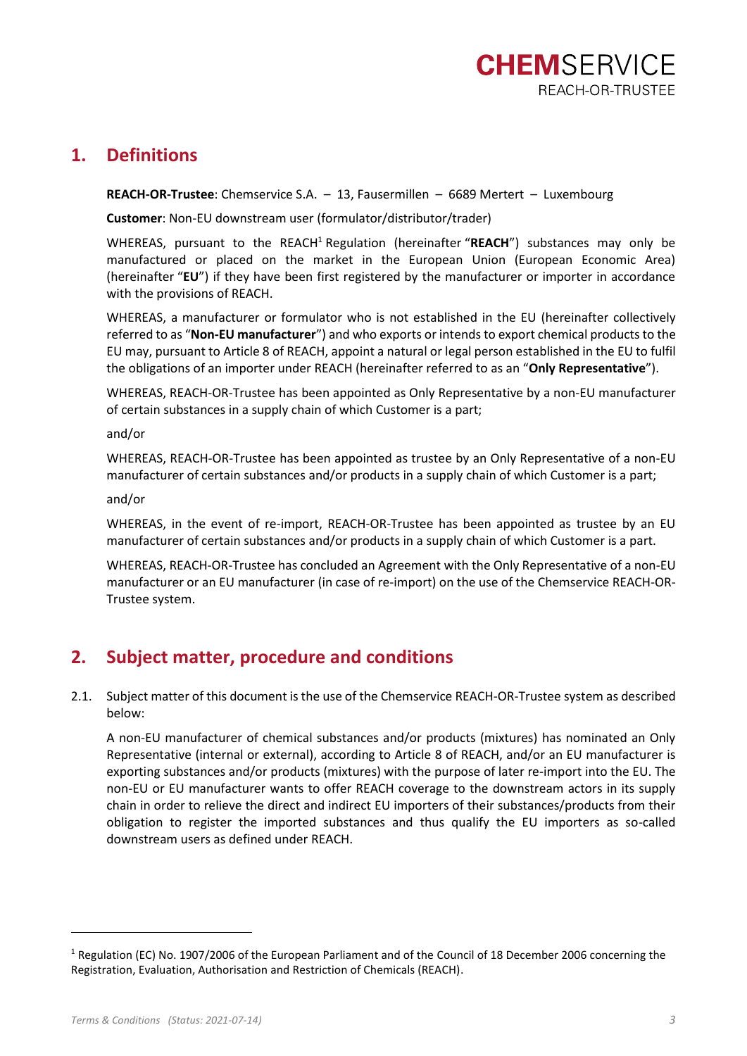## 1. Definitions

**REACH-OR-Trustee**: Chemservice S.A. – 13, Fausermillen – 6689 Mertert – Luxembourg

**Customer**: Non-EU downstream user (formulator/distributor/trader)

WHEREAS, pursuant to the REACH[1] Regulation (hereinafter "**REACH**") substances may only be manufactured or placed on the market in the European Union (European Economic Area) (hereinafter "**EU**") if they have been first registered by the manufacturer or importer in accordance with the provisions of REACH.

WHEREAS, a manufacturer or formulator who is not established in the EU (hereinafter collectively referred to as "**Non-EU manufacturer**") and who exports or intends to export chemical products to the EU may, pursuant to Article 8 of REACH, appoint a natural or legal person established in the EU to fulfil the obligations of an importer under REACH (hereinafter referred to as an "**Only Representative**").

WHEREAS, REACH-OR-Trustee has been appointed as Only Representative by a non-EU manufacturer of certain substances in a supply chain of which Customer is a part;

and/or

WHEREAS, REACH-OR-Trustee has been appointed as trustee by an Only Representative of a non-EU manufacturer of certain substances and/or products in a supply chain of which Customer is a part;

and/or

WHEREAS, in the event of re-import, REACH-OR-Trustee has been appointed as trustee by an EU manufacturer of certain substances and/or products in a supply chain of which Customer is a part.

WHEREAS, REACH-OR-Trustee has concluded an Agreement with the Only Representative of a non-EU manufacturer or an EU manufacturer (in case of re-import) on the use of the Chemservice REACH-OR-Trustee system.

## 2. Subject matter, procedure and conditions

2.1. Subject matter of this document is the use of the Chemservice REACH-OR-Trustee system as described below:

A non-EU manufacturer of chemical substances and/or products (mixtures) has nominated an Only Representative (internal or external), according to Article 8 of REACH, and/or an EU manufacturer is exporting substances and/or products (mixtures) with the purpose of later re-import into the EU. The non-EU or EU manufacturer wants to offer REACH coverage to the downstream actors in its supply chain in order to relieve the direct and indirect EU importers of their substances/products from their obligation to register the imported substances and thus qualify the EU importers as so-called downstream users as defined under REACH.

[1] Regulation (EC) No. 1907/2006 of the European Parliament and of the Council of 18 December 2006 concerning the Registration, Evaluation, Authorisation and Restriction of Chemicals (REACH).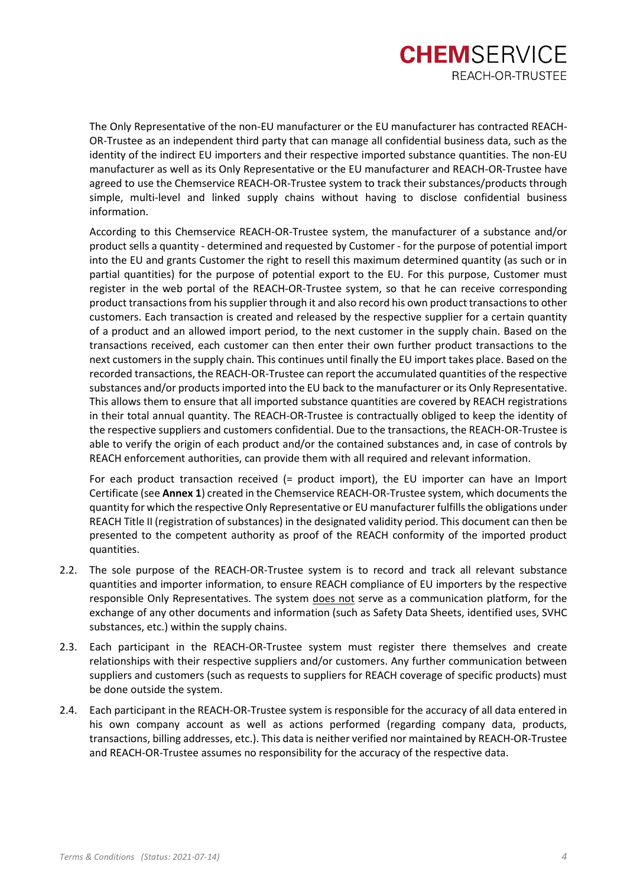The Only Representative of the non-EU manufacturer or the EU manufacturer has contracted REACH-OR-Trustee as an independent third party that can manage all confidential business data, such as the identity of the indirect EU importers and their respective imported substance quantities. The non-EU manufacturer as well as its Only Representative or the EU manufacturer and REACH-OR-Trustee have agreed to use the Chemservice REACH-OR-Trustee system to track their substances/products through simple, multi-level and linked supply chains without having to disclose confidential business information.

According to this Chemservice REACH-OR-Trustee system, the manufacturer of a substance and/or product sells a quantity - determined and requested by Customer - for the purpose of potential import into the EU and grants Customer the right to resell this maximum determined quantity (as such or in partial quantities) for the purpose of potential export to the EU. For this purpose, Customer must register in the web portal of the REACH-OR-Trustee system, so that he can receive corresponding product transactions from his supplier through it and also record his own product transactions to other customers. Each transaction is created and released by the respective supplier for a certain quantity of a product and an allowed import period, to the next customer in the supply chain. Based on the transactions received, each customer can then enter their own further product transactions to the next customers in the supply chain. This continues until finally the EU import takes place. Based on the recorded transactions, the REACH-OR-Trustee can report the accumulated quantities of the respective substances and/or products imported into the EU back to the manufacturer or its Only Representative. This allows them to ensure that all imported substance quantities are covered by REACH registrations in their total annual quantity. The REACH-OR-Trustee is contractually obliged to keep the identity of the respective suppliers and customers confidential. Due to the transactions, the REACH-OR-Trustee is able to verify the origin of each product and/or the contained substances and, in case of controls by REACH enforcement authorities, can provide them with all required and relevant information.

For each product transaction received (= product import), the EU importer can have an Import Certificate (see **Annex 1**) created in the Chemservice REACH-OR-Trustee system, which documents the quantity for which the respective Only Representative or EU manufacturer fulfills the obligations under REACH Title II (registration of substances) in the designated validity period. This document can then be presented to the competent authority as proof of the REACH conformity of the imported product quantities.

2.2. The sole purpose of the REACH-OR-Trustee system is to record and track all relevant substance quantities and importer information, to ensure REACH compliance of EU importers by the respective responsible Only Representatives. The system does not serve as a communication platform, for the exchange of any other documents and information (such as Safety Data Sheets, identified uses, SVHC substances, etc.) within the supply chains.

2.3. Each participant in the REACH-OR-Trustee system must register there themselves and create relationships with their respective suppliers and/or customers. Any further communication between suppliers and customers (such as requests to suppliers for REACH coverage of specific products) must be done outside the system.

2.4. Each participant in the REACH-OR-Trustee system is responsible for the accuracy of all data entered in his own company account as well as actions performed (regarding company data, products, transactions, billing addresses, etc.). This data is neither verified nor maintained by REACH-OR-Trustee and REACH-OR-Trustee assumes no responsibility for the accuracy of the respective data.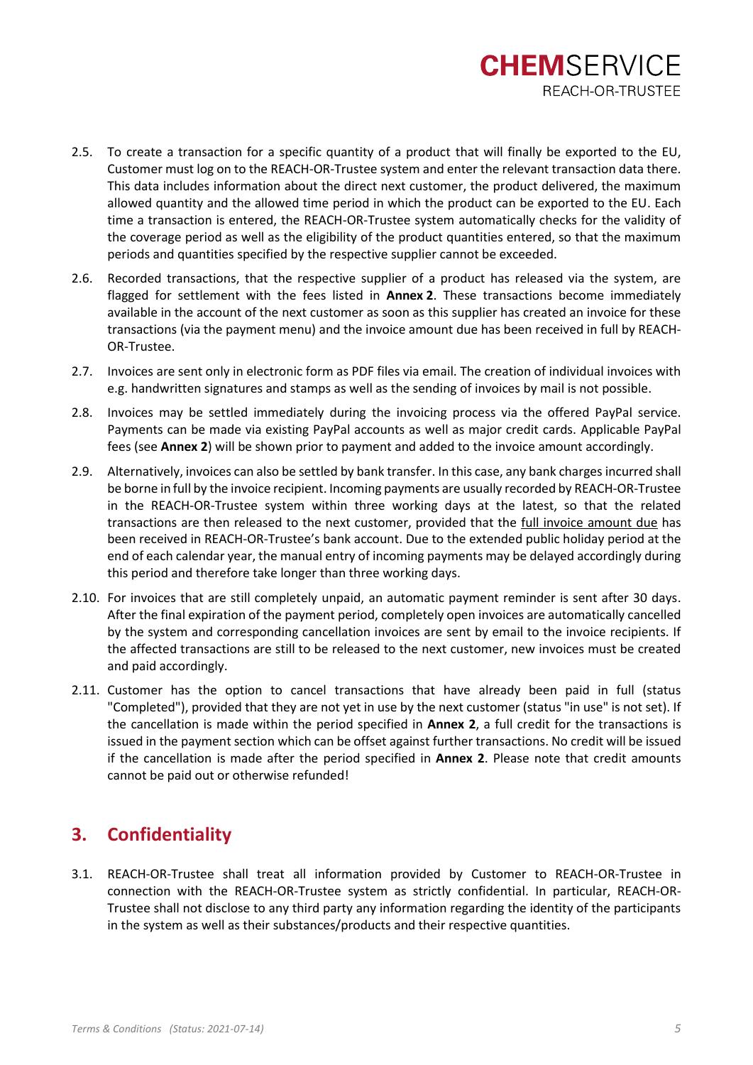2.5. To create a transaction for a specific quantity of a product that will finally be exported to the EU, Customer must log on to the REACH-OR-Trustee system and enter the relevant transaction data there. This data includes information about the direct next customer, the product delivered, the maximum allowed quantity and the allowed time period in which the product can be exported to the EU. Each time a transaction is entered, the REACH-OR-Trustee system automatically checks for the validity of the coverage period as well as the eligibility of the product quantities entered, so that the maximum periods and quantities specified by the respective supplier cannot be exceeded.

2.6. Recorded transactions, that the respective supplier of a product has released via the system, are flagged for settlement with the fees listed in **Annex 2**. These transactions become immediately available in the account of the next customer as soon as this supplier has created an invoice for these transactions (via the payment menu) and the invoice amount due has been received in full by REACH-OR-Trustee.

2.7. Invoices are sent only in electronic form as PDF files via email. The creation of individual invoices with e.g. handwritten signatures and stamps as well as the sending of invoices by mail is not possible.

2.8. Invoices may be settled immediately during the invoicing process via the offered PayPal service. Payments can be made via existing PayPal accounts as well as major credit cards. Applicable PayPal fees (see **Annex 2**) will be shown prior to payment and added to the invoice amount accordingly.

2.9. Alternatively, invoices can also be settled by bank transfer. In this case, any bank charges incurred shall be borne in full by the invoice recipient. Incoming payments are usually recorded by REACH-OR-Trustee in the REACH-OR-Trustee system within three working days at the latest, so that the related transactions are then released to the next customer, provided that the <u>full invoice amount due</u> has been received in REACH-OR-Trustee's bank account. Due to the extended public holiday period at the end of each calendar year, the manual entry of incoming payments may be delayed accordingly during this period and therefore take longer than three working days.

2.10. For invoices that are still completely unpaid, an automatic payment reminder is sent after 30 days. After the final expiration of the payment period, completely open invoices are automatically cancelled by the system and corresponding cancellation invoices are sent by email to the invoice recipients. If the affected transactions are still to be released to the next customer, new invoices must be created and paid accordingly.

2.11. Customer has the option to cancel transactions that have already been paid in full (status "Completed"), provided that they are not yet in use by the next customer (status "in use" is not set). If the cancellation is made within the period specified in **Annex 2**, a full credit for the transactions is issued in the payment section which can be offset against further transactions. No credit will be issued if the cancellation is made after the period specified in **Annex 2**. Please note that credit amounts cannot be paid out or otherwise refunded!

## 3. Confidentiality

3.1. REACH-OR-Trustee shall treat all information provided by Customer to REACH-OR-Trustee in connection with the REACH-OR-Trustee system as strictly confidential. In particular, REACH-OR-Trustee shall not disclose to any third party any information regarding the identity of the participants in the system as well as their substances/products and their respective quantities.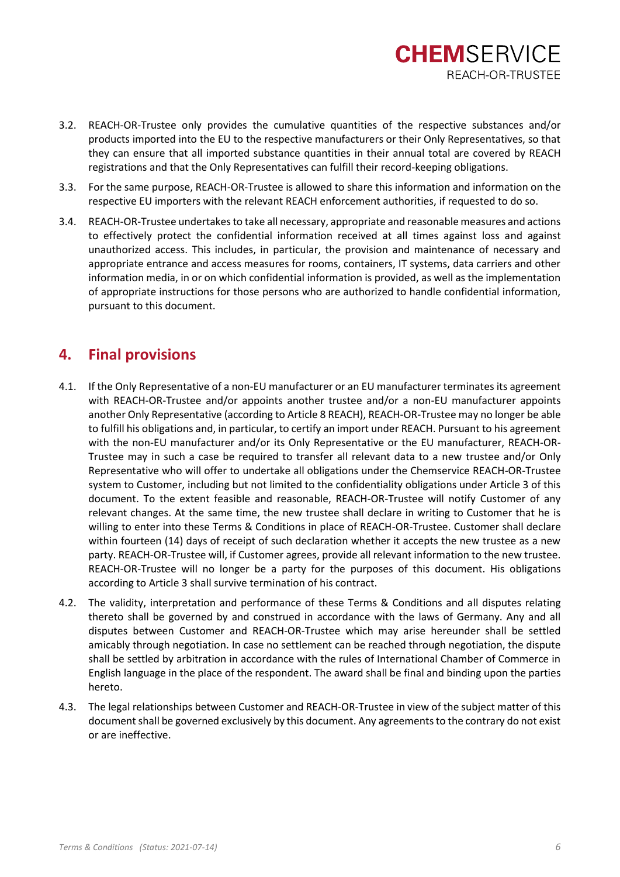3.2. REACH-OR-Trustee only provides the cumulative quantities of the respective substances and/or products imported into the EU to the respective manufacturers or their Only Representatives, so that they can ensure that all imported substance quantities in their annual total are covered by REACH registrations and that the Only Representatives can fulfill their record-keeping obligations.

3.3. For the same purpose, REACH-OR-Trustee is allowed to share this information and information on the respective EU importers with the relevant REACH enforcement authorities, if requested to do so.

3.4. REACH-OR-Trustee undertakes to take all necessary, appropriate and reasonable measures and actions to effectively protect the confidential information received at all times against loss and against unauthorized access. This includes, in particular, the provision and maintenance of necessary and appropriate entrance and access measures for rooms, containers, IT systems, data carriers and other information media, in or on which confidential information is provided, as well as the implementation of appropriate instructions for those persons who are authorized to handle confidential information, pursuant to this document.

## 4. Final provisions

4.1. If the Only Representative of a non-EU manufacturer or an EU manufacturer terminates its agreement with REACH-OR-Trustee and/or appoints another trustee and/or a non-EU manufacturer appoints another Only Representative (according to Article 8 REACH), REACH-OR-Trustee may no longer be able to fulfill his obligations and, in particular, to certify an import under REACH. Pursuant to his agreement with the non-EU manufacturer and/or its Only Representative or the EU manufacturer, REACH-OR-Trustee may in such a case be required to transfer all relevant data to a new trustee and/or Only Representative who will offer to undertake all obligations under the Chemservice REACH-OR-Trustee system to Customer, including but not limited to the confidentiality obligations under Article 3 of this document. To the extent feasible and reasonable, REACH-OR-Trustee will notify Customer of any relevant changes. At the same time, the new trustee shall declare in writing to Customer that he is willing to enter into these Terms & Conditions in place of REACH-OR-Trustee. Customer shall declare within fourteen (14) days of receipt of such declaration whether it accepts the new trustee as a new party. REACH-OR-Trustee will, if Customer agrees, provide all relevant information to the new trustee. REACH-OR-Trustee will no longer be a party for the purposes of this document. His obligations according to Article 3 shall survive termination of his contract.

4.2. The validity, interpretation and performance of these Terms & Conditions and all disputes relating thereto shall be governed by and construed in accordance with the laws of Germany. Any and all disputes between Customer and REACH-OR-Trustee which may arise hereunder shall be settled amicably through negotiation. In case no settlement can be reached through negotiation, the dispute shall be settled by arbitration in accordance with the rules of International Chamber of Commerce in English language in the place of the respondent. The award shall be final and binding upon the parties hereto.

4.3. The legal relationships between Customer and REACH-OR-Trustee in view of the subject matter of this document shall be governed exclusively by this document. Any agreements to the contrary do not exist or are ineffective.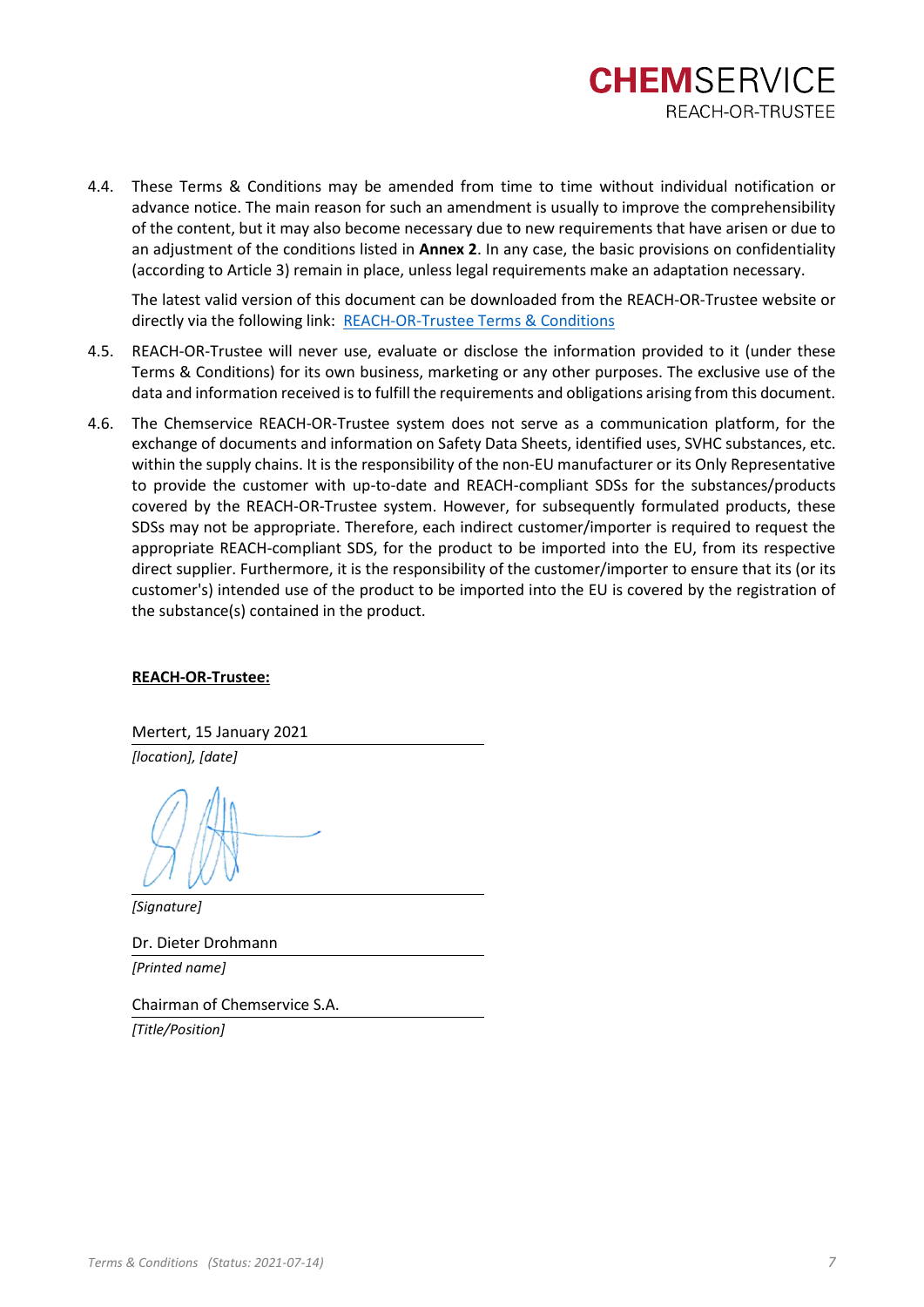4.4. These Terms & Conditions may be amended from time to time without individual notification or advance notice. The main reason for such an amendment is usually to improve the comprehensibility of the content, but it may also become necessary due to new requirements that have arisen or due to an adjustment of the conditions listed in **Annex 2**. In any case, the basic provisions on confidentiality (according to Article 3) remain in place, unless legal requirements make an adaptation necessary.

The latest valid version of this document can be downloaded from the REACH-OR-Trustee website or directly via the following link: [REACH-OR-Trustee Terms & Conditions]

4.5. REACH-OR-Trustee will never use, evaluate or disclose the information provided to it (under these Terms & Conditions) for its own business, marketing or any other purposes. The exclusive use of the data and information received is to fulfill the requirements and obligations arising from this document.

4.6. The Chemservice REACH-OR-Trustee system does not serve as a communication platform, for the exchange of documents and information on Safety Data Sheets, identified uses, SVHC substances, etc. within the supply chains. It is the responsibility of the non-EU manufacturer or its Only Representative to provide the customer with up-to-date and REACH-compliant SDSs for the substances/products covered by the REACH-OR-Trustee system. However, for subsequently formulated products, these SDSs may not be appropriate. Therefore, each indirect customer/importer is required to request the appropriate REACH-compliant SDS, for the product to be imported into the EU, from its respective direct supplier. Furthermore, it is the responsibility of the customer/importer to ensure that its (or its customer's) intended use of the product to be imported into the EU is covered by the registration of the substance(s) contained in the product.

**REACH-OR-Trustee:**

Mertert, 15 January 2021

*[location], [date]*

*[Signature]*

Dr. Dieter Drohmann

*[Printed name]*

Chairman of Chemservice S.A.

*[Title/Position]*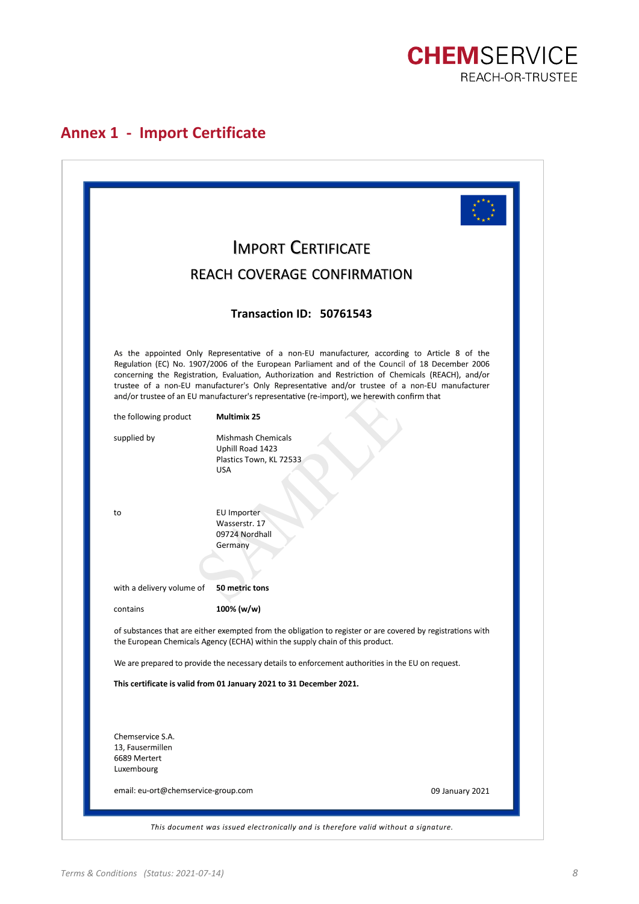## Annex 1 - Import Certificate

### IMPORT CERTIFICATE

### REACH COVERAGE CONFIRMATION

**Transaction ID: 50761543**

As the appointed Only Representative of a non-EU manufacturer, according to Article 8 of the Regulation (EC) No. 1907/2006 of the European Parliament and of the Council of 18 December 2006 concerning the Registration, Evaluation, Authorization and Restriction of Chemicals (REACH), and/or trustee of a non-EU manufacturer's Only Representative and/or trustee of a non-EU manufacturer and/or trustee of an EU manufacturer's representative (re-import), we herewith confirm that

| | |
|---|---|
| the following product | **Multimix 25** |
| supplied by | Mishmash Chemicals<br>Uphill Road 1423<br>Plastics Town, KL 72533<br>USA |
| to | EU Importer<br>Wasserstr. 17<br>09724 Nordhall<br>Germany |
| with a delivery volume of | **50 metric tons** |
| contains | **100% (w/w)** |

of substances that are either exempted from the obligation to register or are covered by registrations with the European Chemicals Agency (ECHA) within the supply chain of this product.

We are prepared to provide the necessary details to enforcement authorities in the EU on request.

**This certificate is valid from 01 January 2021 to 31 December 2021.**

Chemservice S.A.
13, Fausermillen
6689 Mertert
Luxembourg

email: eu-ort@chemservice-group.com

09 January 2021

SAMPLE

*This document was issued electronically and is therefore valid without a signature.*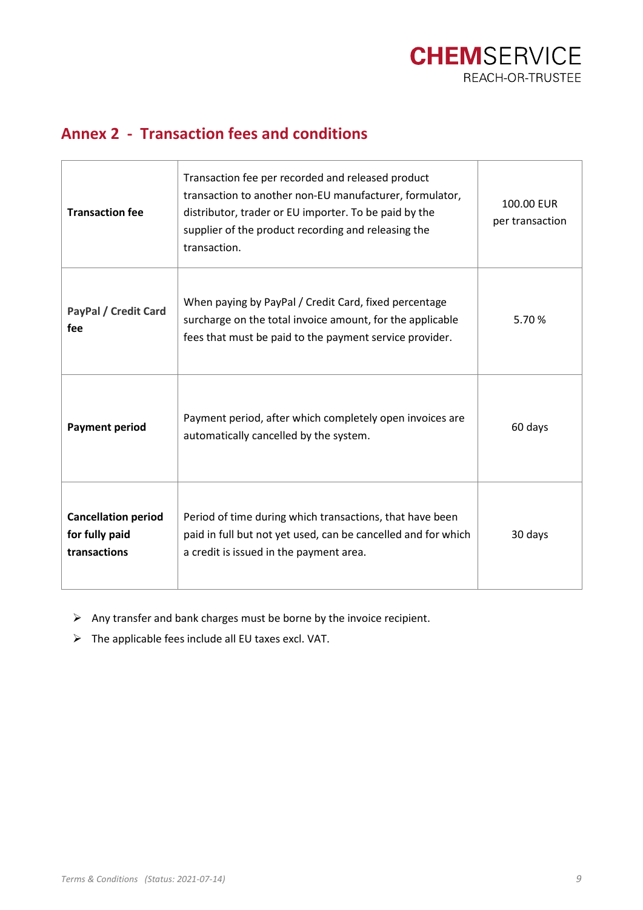## Annex 2 - Transaction fees and conditions

| | | |
|---|---|---|
| **Transaction fee** | Transaction fee per recorded and released product transaction to another non-EU manufacturer, formulator, distributor, trader or EU importer. To be paid by the supplier of the product recording and releasing the transaction. | 100.00 EUR per transaction |
| **PayPal / Credit Card fee** | When paying by PayPal / Credit Card, fixed percentage surcharge on the total invoice amount, for the applicable fees that must be paid to the payment service provider. | 5.70 % |
| **Payment period** | Payment period, after which completely open invoices are automatically cancelled by the system. | 60 days |
| **Cancellation period for fully paid transactions** | Period of time during which transactions, that have been paid in full but not yet used, can be cancelled and for which a credit is issued in the payment area. | 30 days |

- Any transfer and bank charges must be borne by the invoice recipient.
- The applicable fees include all EU taxes excl. VAT.

*Terms & Conditions (Status: 2021-07-14)*